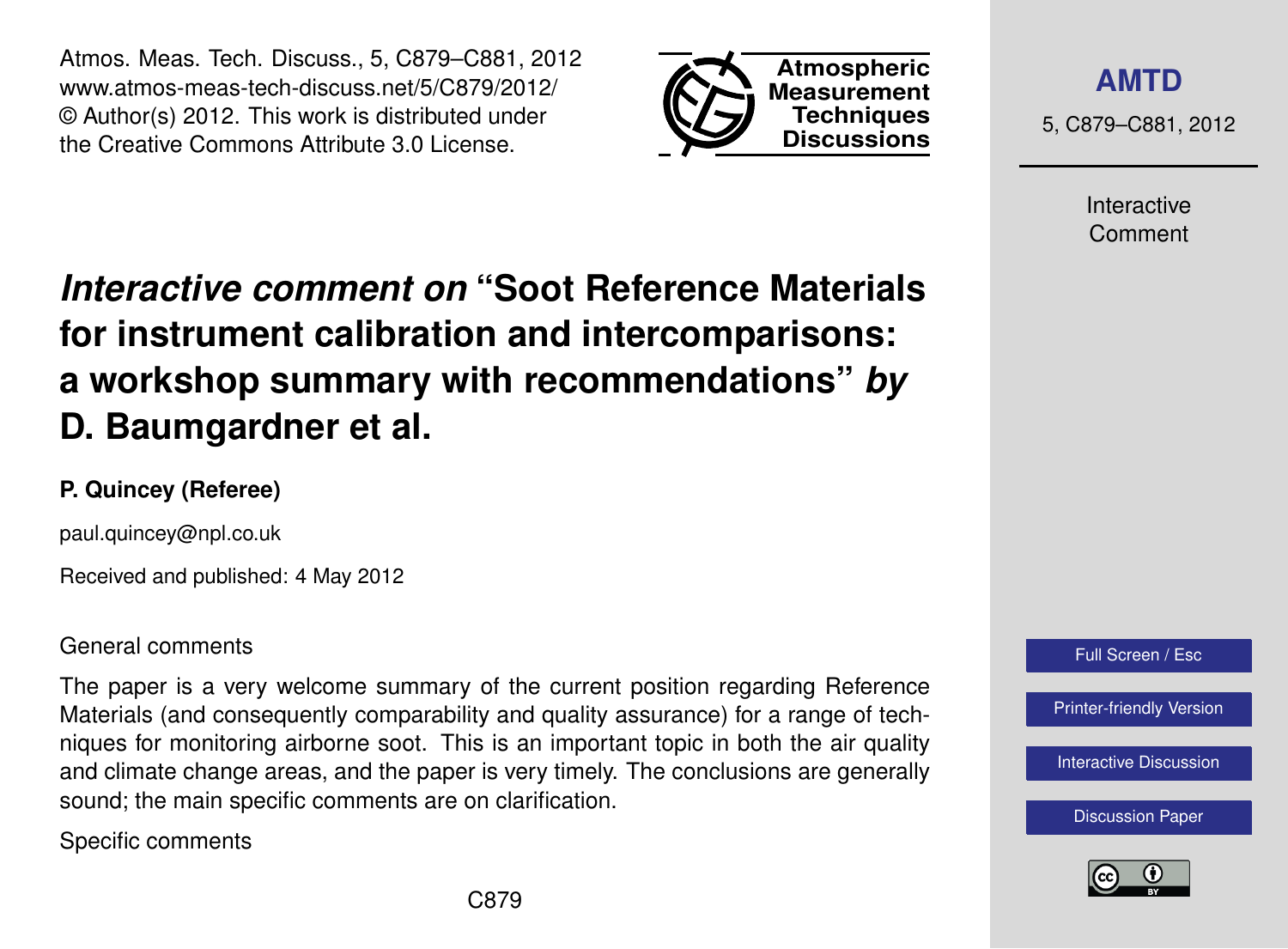# *Interactive comment on* "Soot Reference Materials for instrument calibration and intercomparisons: a workshop summary with recommendations" *by* D. Baumgardner et al.

**P. Quincey (Referee)**

paul.quincey@npl.co.uk

Received and published: 4 May 2012

General comments

The paper is a very welcome summary of the current position regarding Reference Materials (and consequently comparability and quality assurance) for a range of techniques for monitoring airborne soot. This is an important topic in both the air quality and climate change areas, and the paper is very timely. The conclusions are generally sound; the main specific comments are on clarification.

Specific comments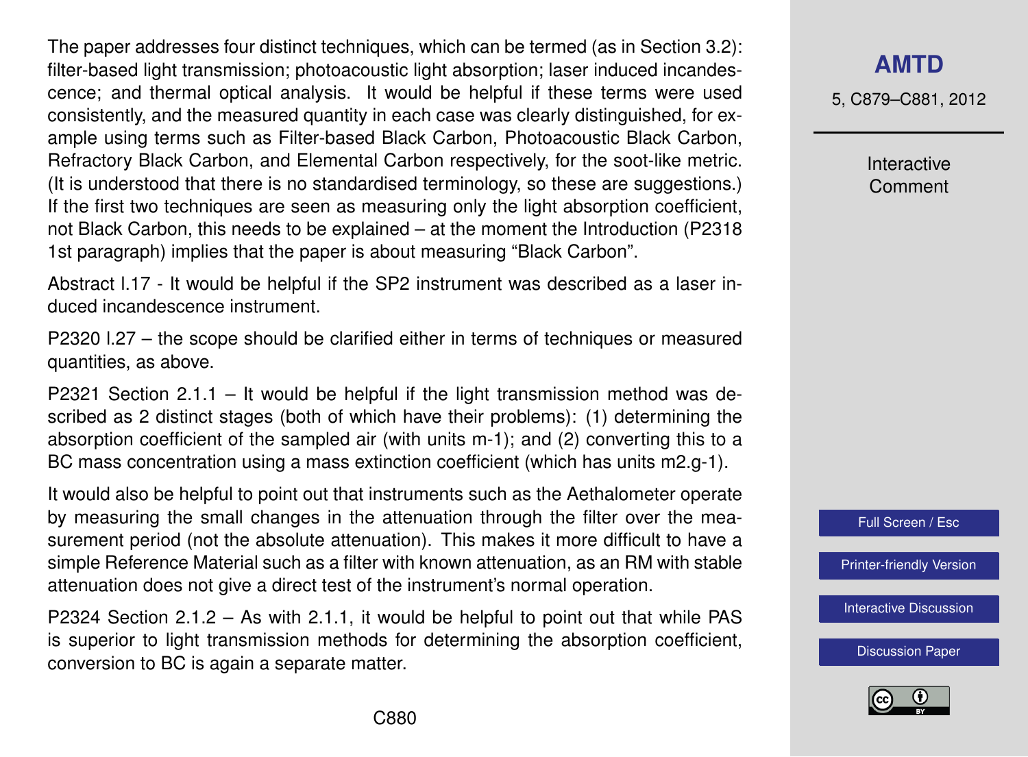The paper addresses four distinct techniques, which can be termed (as in Section 3.2): filter-based light transmission; photoacoustic light absorption; laser induced incandescence; and thermal optical analysis. It would be helpful if these terms were used consistently, and the measured quantity in each case was clearly distinguished, for example using terms such as Filter-based Black Carbon, Photoacoustic Black Carbon, Refractory Black Carbon, and Elemental Carbon respectively, for the soot-like metric. (It is understood that there is no standardised terminology, so these are suggestions.) If the first two techniques are seen as measuring only the light absorption coefficient, not Black Carbon, this needs to be explained – at the moment the Introduction (P2318 1st paragraph) implies that the paper is about measuring "Black Carbon".

Abstract l.17 - It would be helpful if the SP2 instrument was described as a laser induced incandescence instrument.

P2320 l.27 – the scope should be clarified either in terms of techniques or measured quantities, as above.

P2321 Section 2.1.1 – It would be helpful if the light transmission method was described as 2 distinct stages (both of which have their problems): (1) determining the absorption coefficient of the sampled air (with units m-1); and (2) converting this to a BC mass concentration using a mass extinction coefficient (which has units m2.g-1).

It would also be helpful to point out that instruments such as the Aethalometer operate by measuring the small changes in the attenuation through the filter over the measurement period (not the absolute attenuation). This makes it more difficult to have a simple Reference Material such as a filter with known attenuation, as an RM with stable attenuation does not give a direct test of the instrument's normal operation.

P2324 Section 2.1.2 – As with 2.1.1, it would be helpful to point out that while PAS is superior to light transmission methods for determining the absorption coefficient, conversion to BC is again a separate matter.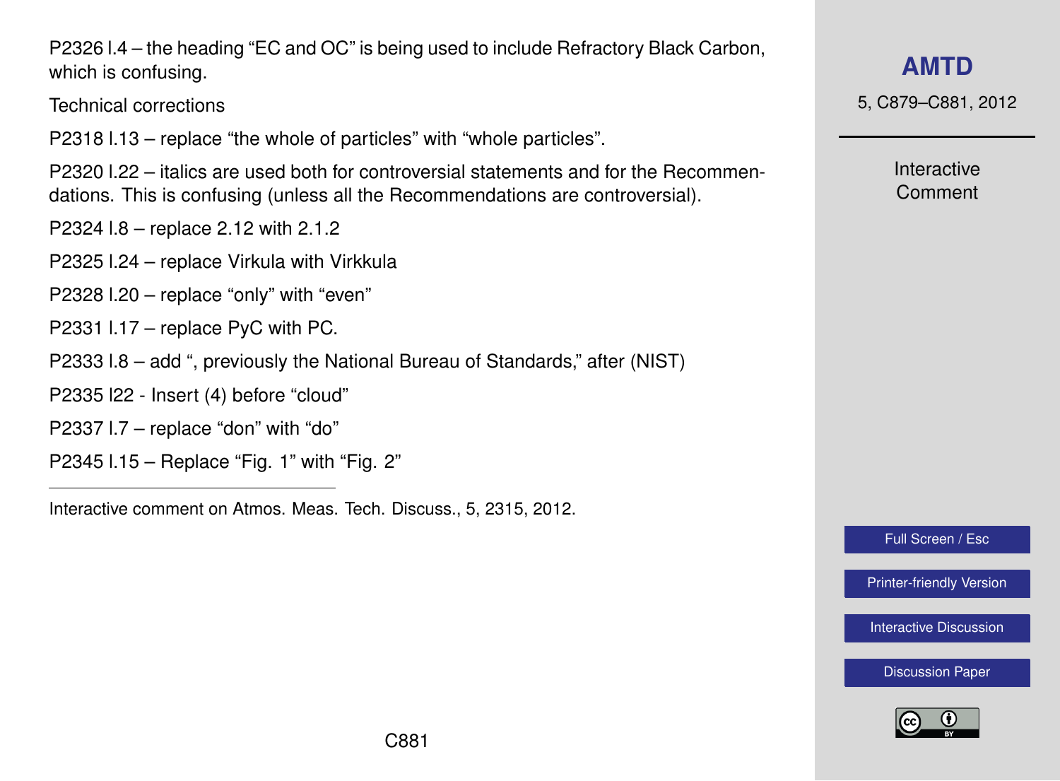P2326 l.4 – the heading “EC and OC” is being used to include Refractory Black Carbon, which is confusing.

Technical corrections

P2318 l.13 – replace “the whole of particles” with “whole particles”.

P2320 l.22 – italics are used both for controversial statements and for the Recommendations. This is confusing (unless all the Recommendations are controversial).

P2324 l.8 – replace 2.12 with 2.1.2

P2325 l.24 – replace Virkula with Virkkula

P2328 l.20 – replace “only” with “even”

P2331 l.17 – replace PyC with PC.

P2333 l.8 – add “, previously the National Bureau of Standards,” after (NIST)

P2335 l22 - Insert (4) before “cloud”

P2337 l.7 – replace “don” with “do”

P2345 l.15 – Replace “Fig. 1” with “Fig. 2”

---

Interactive comment on Atmos. Meas. Tech. Discuss., 5, 2315, 2012.